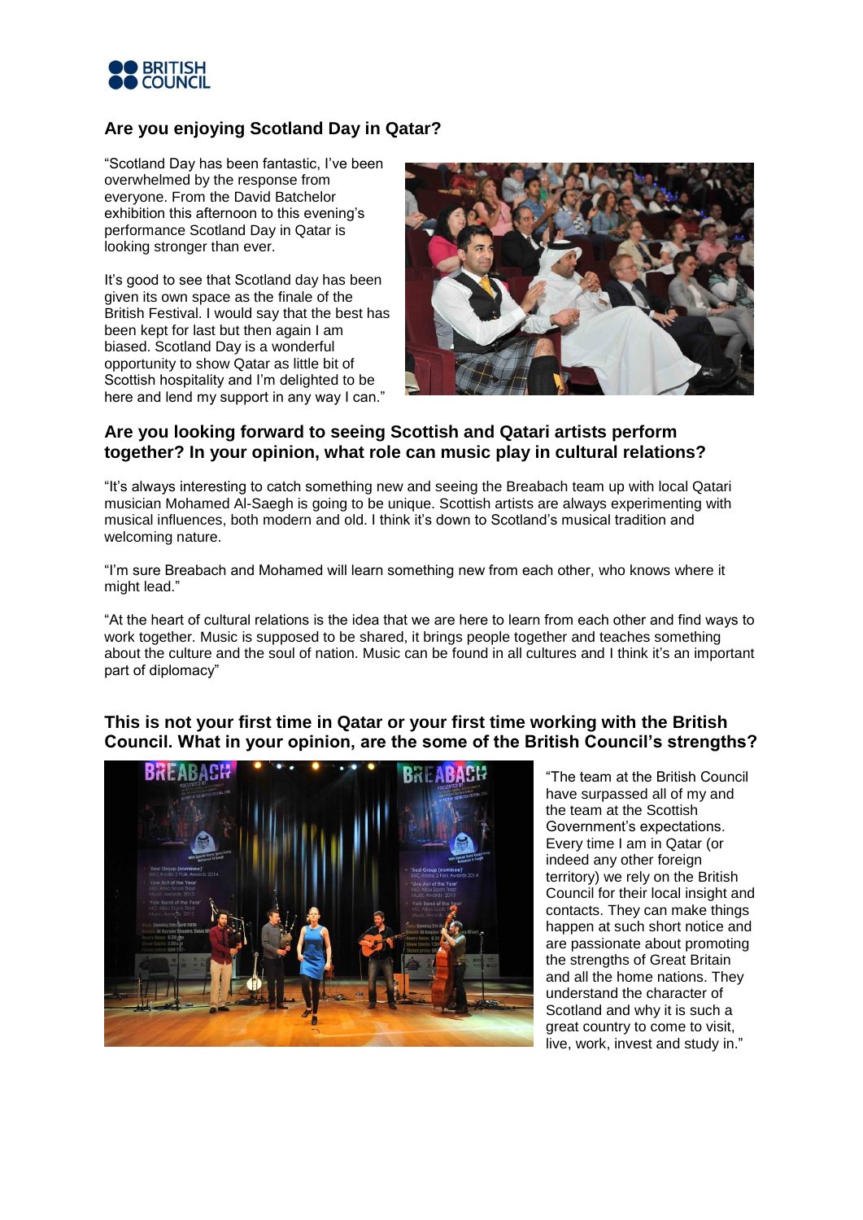BRITISH COUNCIL

## Are you enjoying Scotland Day in Qatar?

"Scotland Day has been fantastic, I've been overwhelmed by the response from everyone. From the David Batchelor exhibition this afternoon to this evening's performance Scotland Day in Qatar is looking stronger than ever.

It's good to see that Scotland day has been given its own space as the finale of the British Festival. I would say that the best has been kept for last but then again I am biased. Scotland Day is a wonderful opportunity to show Qatar as little bit of Scottish hospitality and I'm delighted to be here and lend my support in any way I can."

## Are you looking forward to seeing Scottish and Qatari artists perform together? In your opinion, what role can music play in cultural relations?

"It's always interesting to catch something new and seeing the Breabach team up with local Qatari musician Mohamed Al-Saegh is going to be unique. Scottish artists are always experimenting with musical influences, both modern and old. I think it's down to Scotland's musical tradition and welcoming nature.

"I'm sure Breabach and Mohamed will learn something new from each other, who knows where it might lead."

"At the heart of cultural relations is the idea that we are here to learn from each other and find ways to work together. Music is supposed to be shared, it brings people together and teaches something about the culture and the soul of nation. Music can be found in all cultures and I think it's an important part of diplomacy"

## This is not your first time in Qatar or your first time working with the British Council. What in your opinion, are the some of the British Council's strengths?

"The team at the British Council have surpassed all of my and the team at the Scottish Government's expectations. Every time I am in Qatar (or indeed any other foreign territory) we rely on the British Council for their local insight and contacts. They can make things happen at such short notice and are passionate about promoting the strengths of Great Britain and all the home nations. They understand the character of Scotland and why it is such a great country to come to visit, live, work, invest and study in."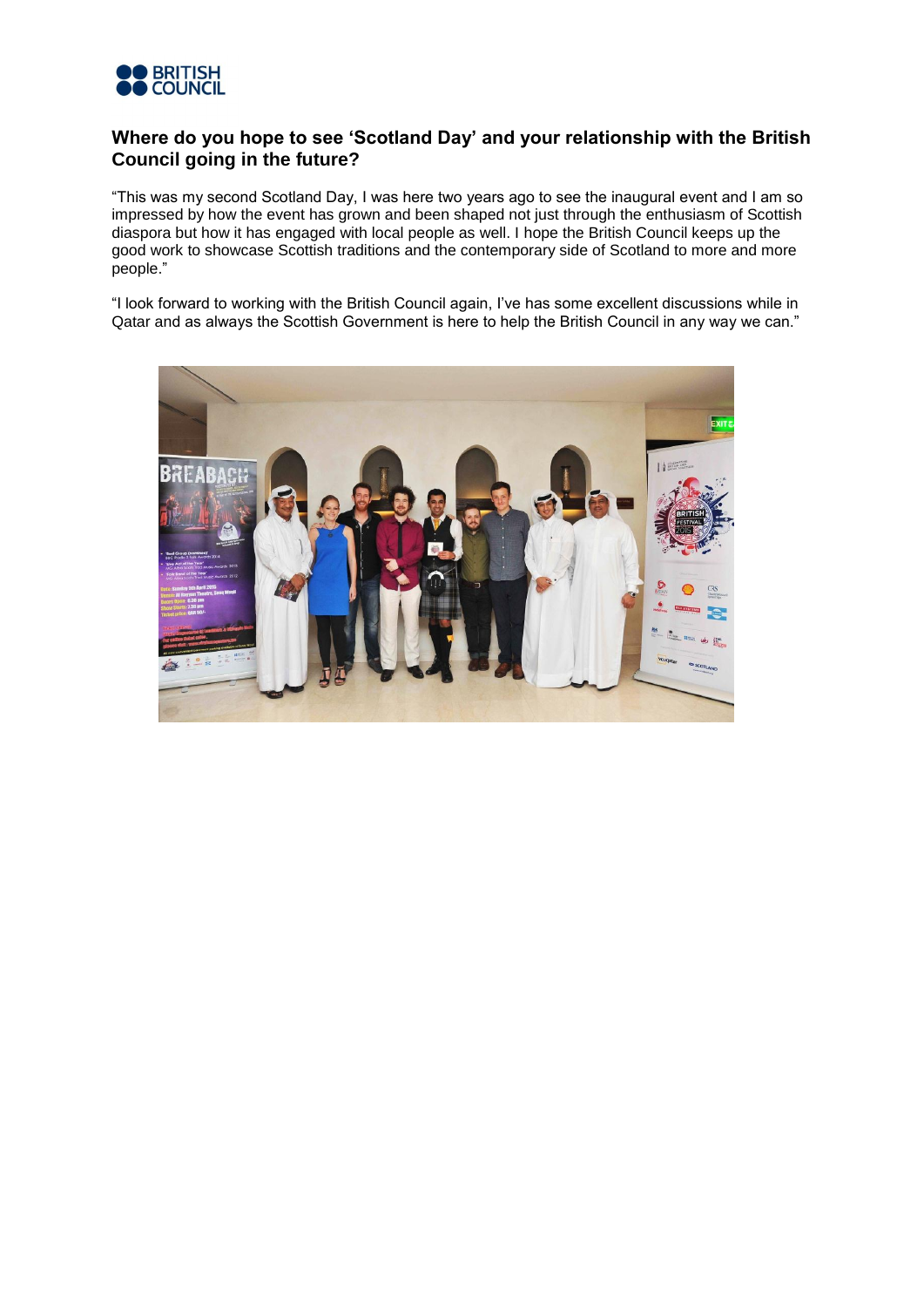## Where do you hope to see 'Scotland Day' and your relationship with the British Council going in the future?

"This was my second Scotland Day, I was here two years ago to see the inaugural event and I am so impressed by how the event has grown and been shaped not just through the enthusiasm of Scottish diaspora but how it has engaged with local people as well. I hope the British Council keeps up the good work to showcase Scottish traditions and the contemporary side of Scotland to more and more people."

"I look forward to working with the British Council again, I've has some excellent discussions while in Qatar and as always the Scottish Government is here to help the British Council in any way we can."